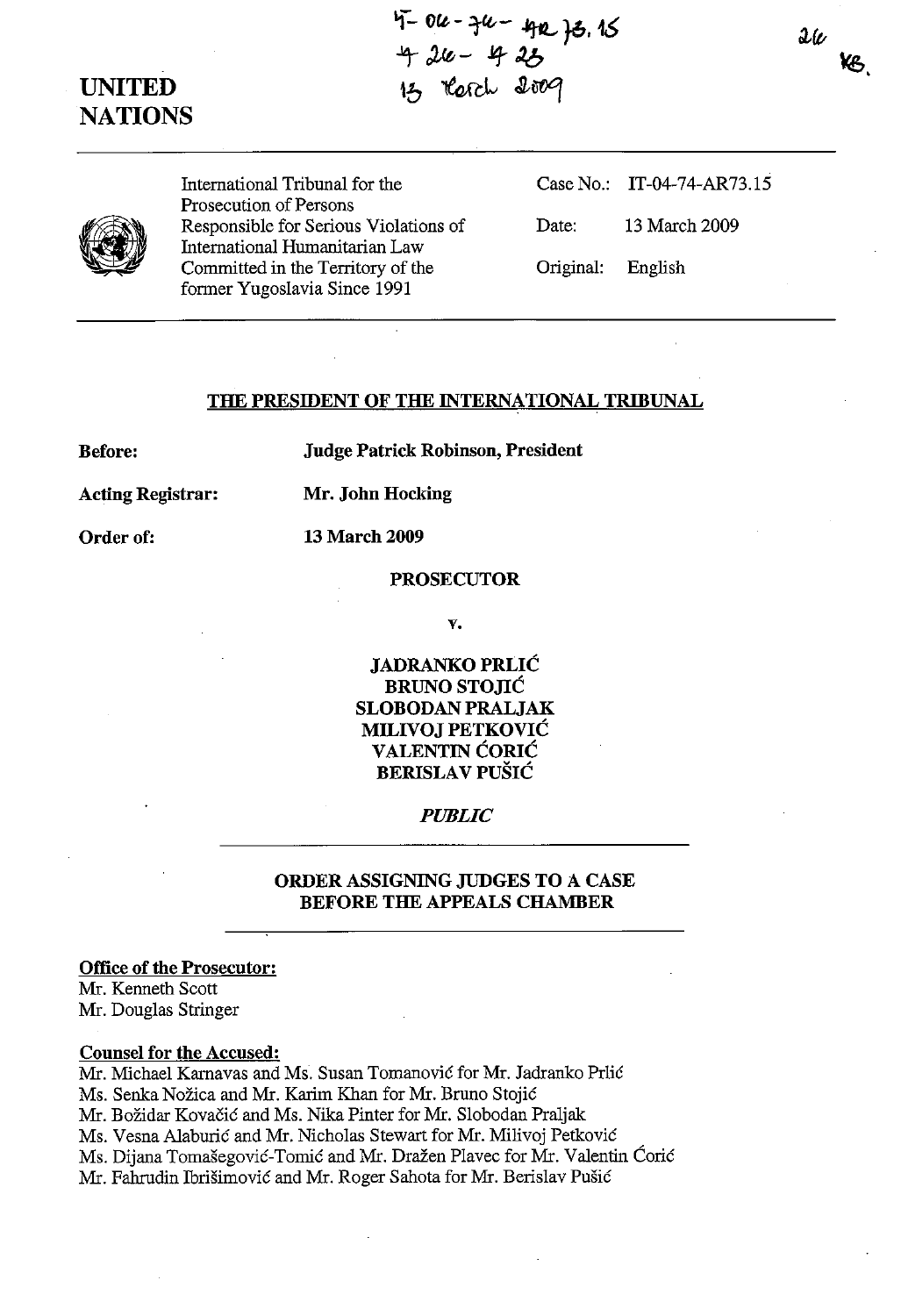IT-04-74-AR73.15
4 26 – 4 23
13 March 2009

# UNITED NATIONS

International Tribunal for the Prosecution of Persons Responsible for Serious Violations of International Humanitarian Law Committed in the Territory of the former Yugoslavia Since 1991

Case No.: IT-04-74-AR73.15

Date: 13 March 2009

Original: English

## THE PRESIDENT OF THE INTERNATIONAL TRIBUNAL

**Before:** **Judge Patrick Robinson, President**

**Acting Registrar:** **Mr. John Hocking**

**Order of:** **13 March 2009**

**PROSECUTOR**

v.

**JADRANKO PRLIĆ**
**BRUNO STOJIĆ**
**SLOBODAN PRALJAK**
**MILIVOJ PETKOVIĆ**
**VALENTIN ĆORIĆ**
**BERISLAV PUŠIĆ**

*PUBLIC*

## ORDER ASSIGNING JUDGES TO A CASE BEFORE THE APPEALS CHAMBER

**Office of the Prosecutor:**
Mr. Kenneth Scott
Mr. Douglas Stringer

**Counsel for the Accused:**
Mr. Michael Karnavas and Ms. Susan Tomanović for Mr. Jadranko Prlić
Ms. Senka Nožica and Mr. Karim Khan for Mr. Bruno Stojić
Mr. Božidar Kovačić and Ms. Nika Pinter for Mr. Slobodan Praljak
Ms. Vesna Alaburić and Mr. Nicholas Stewart for Mr. Milivoj Petković
Ms. Dijana Tomašegović-Tomić and Mr. Dražen Plavec for Mr. Valentin Ćorić
Mr. Fahrudin Ibrišimović and Mr. Roger Sahota for Mr. Berislav Pušić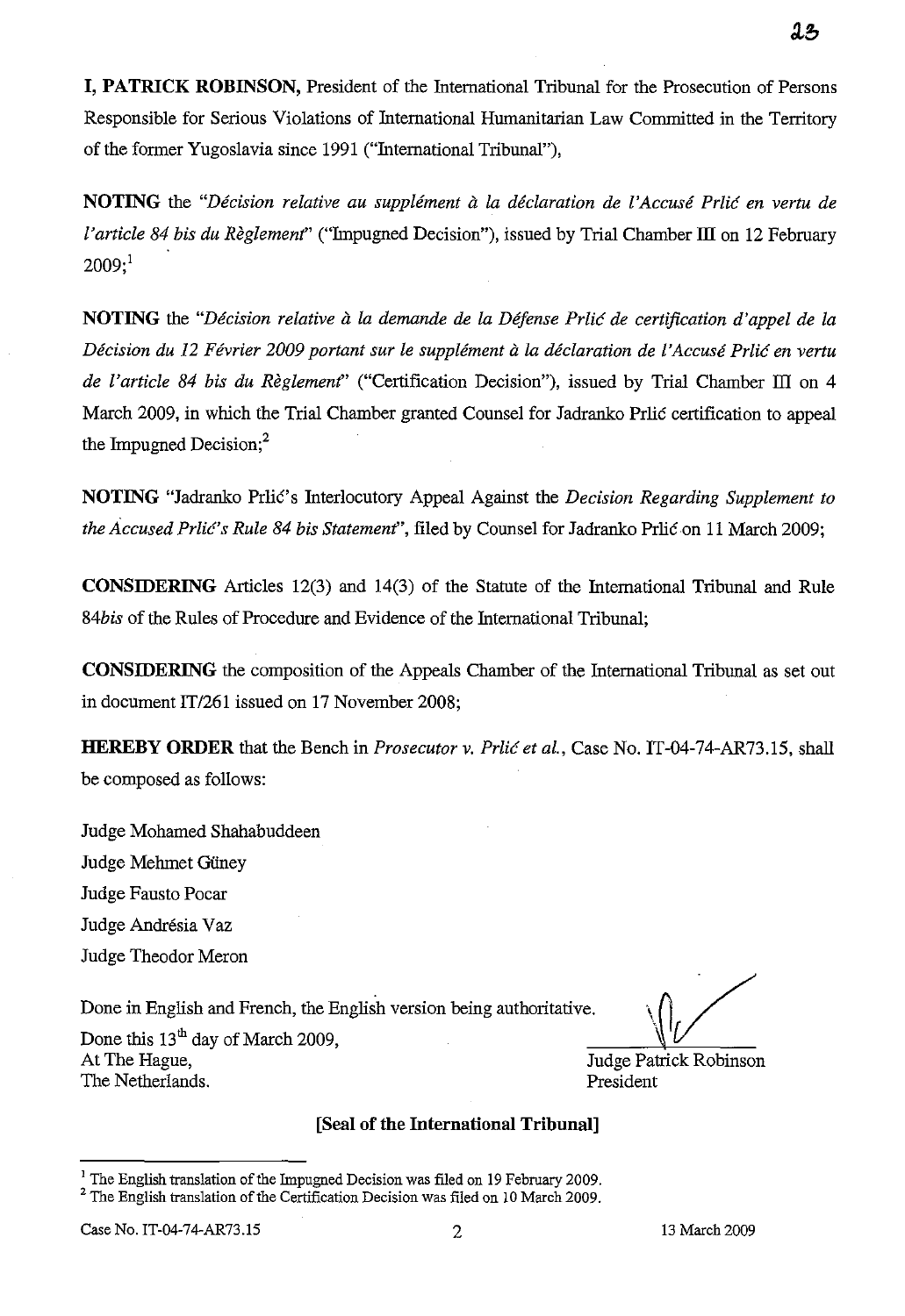**I, PATRICK ROBINSON,** President of the International Tribunal for the Prosecution of Persons Responsible for Serious Violations of International Humanitarian Law Committed in the Territory of the former Yugoslavia since 1991 ("International Tribunal"),

**NOTING** the *"Décision relative au supplément à la déclaration de l'Accusé Prlić en vertu de l'article 84 bis du Règlement"* ("Impugned Decision"), issued by Trial Chamber III on 12 February 2009;[1]

**NOTING** the *"Décision relative à la demande de la Défense Prlić de certification d'appel de la Décision du 12 Février 2009 portant sur le supplément à la déclaration de l'Accusé Prlić en vertu de l'article 84 bis du Règlement"* ("Certification Decision"), issued by Trial Chamber III on 4 March 2009, in which the Trial Chamber granted Counsel for Jadranko Prlić certification to appeal the Impugned Decision;[2]

**NOTING** "Jadranko Prlić's Interlocutory Appeal Against the *Decision Regarding Supplement to the Accused Prlić's Rule 84 bis Statement*", filed by Counsel for Jadranko Prlić on 11 March 2009;

**CONSIDERING** Articles 12(3) and 14(3) of the Statute of the International Tribunal and Rule 84*bis* of the Rules of Procedure and Evidence of the International Tribunal;

**CONSIDERING** the composition of the Appeals Chamber of the International Tribunal as set out in document IT/261 issued on 17 November 2008;

**HEREBY ORDER** that the Bench in *Prosecutor v. Prlić et al.*, Case No. IT-04-74-AR73.15, shall be composed as follows:

Judge Mohamed Shahabuddeen
Judge Mehmet Güney
Judge Fausto Pocar
Judge Andrésia Vaz
Judge Theodor Meron

Done in English and French, the English version being authoritative.

Done this 13th day of March 2009,
At The Hague,
The Netherlands.

Judge Patrick Robinson
President

**[Seal of the International Tribunal]**

---

[1] The English translation of the Impugned Decision was filed on 19 February 2009.
[2] The English translation of the Certification Decision was filed on 10 March 2009.